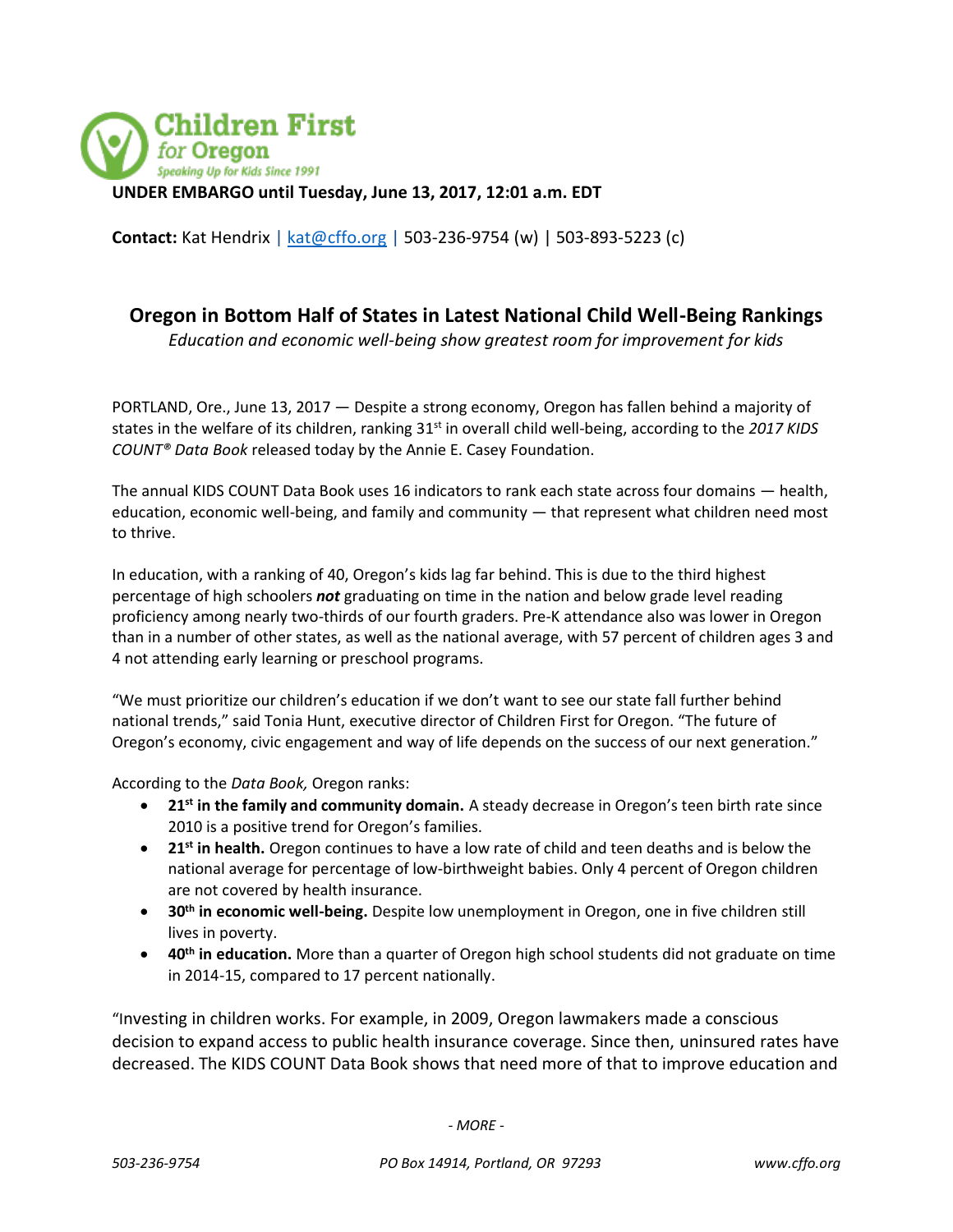Children First for Oregon
*Speaking Up for Kids Since 1991*

**UNDER EMBARGO until Tuesday, June 13, 2017, 12:01 a.m. EDT**

**Contact:** Kat Hendrix | kat@cffo.org | 503-236-9754 (w) | 503-893-5223 (c)

## Oregon in Bottom Half of States in Latest National Child Well-Being Rankings

*Education and economic well-being show greatest room for improvement for kids*

PORTLAND, Ore., June 13, 2017 — Despite a strong economy, Oregon has fallen behind a majority of states in the welfare of its children, ranking 31st in overall child well-being, according to the *2017 KIDS COUNT® Data Book* released today by the Annie E. Casey Foundation.

The annual KIDS COUNT Data Book uses 16 indicators to rank each state across four domains — health, education, economic well-being, and family and community — that represent what children need most to thrive.

In education, with a ranking of 40, Oregon's kids lag far behind. This is due to the third highest percentage of high schoolers ***not*** graduating on time in the nation and below grade level reading proficiency among nearly two-thirds of our fourth graders. Pre-K attendance also was lower in Oregon than in a number of other states, as well as the national average, with 57 percent of children ages 3 and 4 not attending early learning or preschool programs.

"We must prioritize our children's education if we don't want to see our state fall further behind national trends," said Tonia Hunt, executive director of Children First for Oregon. "The future of Oregon's economy, civic engagement and way of life depends on the success of our next generation."

According to the *Data Book,* Oregon ranks:

- **21st in the family and community domain.** A steady decrease in Oregon's teen birth rate since 2010 is a positive trend for Oregon's families.
- **21st in health.** Oregon continues to have a low rate of child and teen deaths and is below the national average for percentage of low-birthweight babies. Only 4 percent of Oregon children are not covered by health insurance.
- **30th in economic well-being.** Despite low unemployment in Oregon, one in five children still lives in poverty.
- **40th in education.** More than a quarter of Oregon high school students did not graduate on time in 2014-15, compared to 17 percent nationally.

"Investing in children works. For example, in 2009, Oregon lawmakers made a conscious decision to expand access to public health insurance coverage. Since then, uninsured rates have decreased. The KIDS COUNT Data Book shows that need more of that to improve education and

*- MORE -*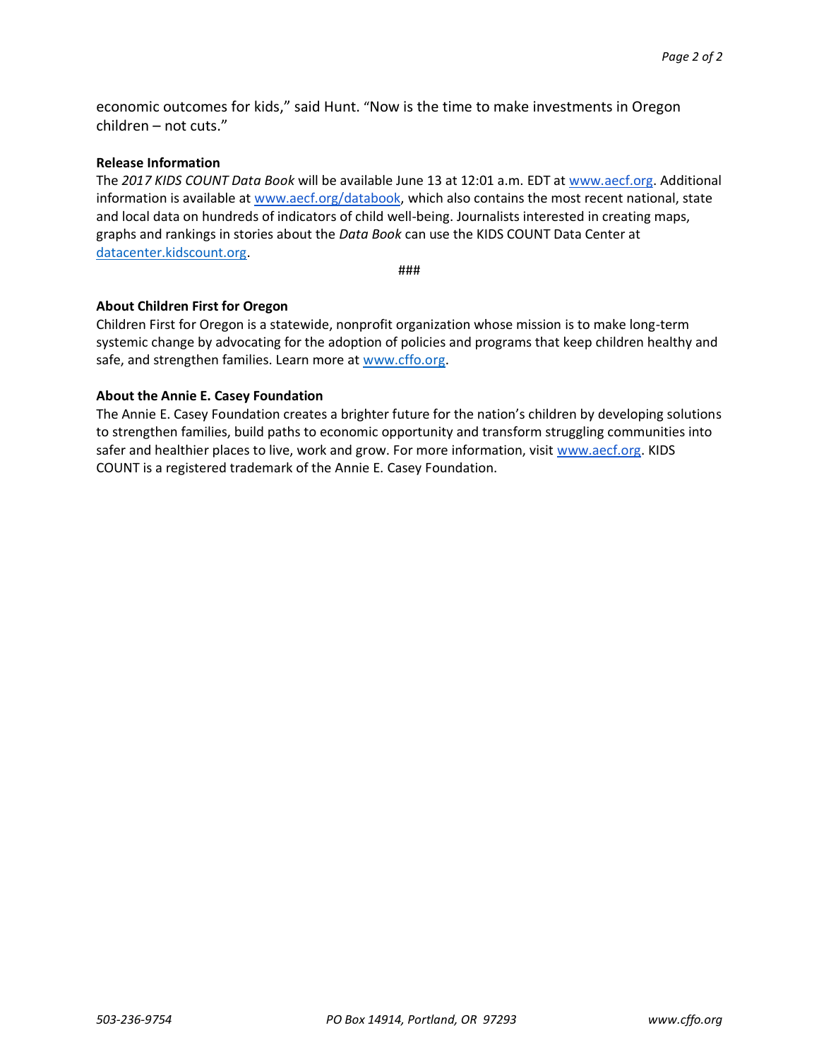economic outcomes for kids," said Hunt. "Now is the time to make investments in Oregon children – not cuts."

**Release Information**

The *2017 KIDS COUNT Data Book* will be available June 13 at 12:01 a.m. EDT at www.aecf.org. Additional information is available at www.aecf.org/databook, which also contains the most recent national, state and local data on hundreds of indicators of child well-being. Journalists interested in creating maps, graphs and rankings in stories about the *Data Book* can use the KIDS COUNT Data Center at datacenter.kidscount.org.

###

**About Children First for Oregon**

Children First for Oregon is a statewide, nonprofit organization whose mission is to make long-term systemic change by advocating for the adoption of policies and programs that keep children healthy and safe, and strengthen families. Learn more at www.cffo.org.

**About the Annie E. Casey Foundation**

The Annie E. Casey Foundation creates a brighter future for the nation's children by developing solutions to strengthen families, build paths to economic opportunity and transform struggling communities into safer and healthier places to live, work and grow. For more information, visit www.aecf.org. KIDS COUNT is a registered trademark of the Annie E. Casey Foundation.